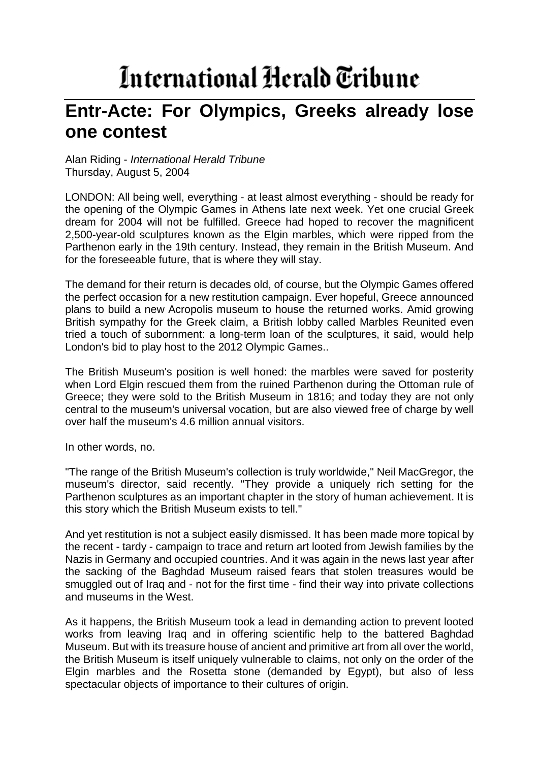# International Herald Tribune

## Entr-Acte: For Olympics, Greeks already lose one contest

Alan Riding - *International Herald Tribune*
Thursday, August 5, 2004

LONDON: All being well, everything - at least almost everything - should be ready for the opening of the Olympic Games in Athens late next week. Yet one crucial Greek dream for 2004 will not be fulfilled. Greece had hoped to recover the magnificent 2,500-year-old sculptures known as the Elgin marbles, which were ripped from the Parthenon early in the 19th century. Instead, they remain in the British Museum. And for the foreseeable future, that is where they will stay.

The demand for their return is decades old, of course, but the Olympic Games offered the perfect occasion for a new restitution campaign. Ever hopeful, Greece announced plans to build a new Acropolis museum to house the returned works. Amid growing British sympathy for the Greek claim, a British lobby called Marbles Reunited even tried a touch of subornment: a long-term loan of the sculptures, it said, would help London's bid to play host to the 2012 Olympic Games..

The British Museum's position is well honed: the marbles were saved for posterity when Lord Elgin rescued them from the ruined Parthenon during the Ottoman rule of Greece; they were sold to the British Museum in 1816; and today they are not only central to the museum's universal vocation, but are also viewed free of charge by well over half the museum's 4.6 million annual visitors.

In other words, no.

"The range of the British Museum's collection is truly worldwide," Neil MacGregor, the museum's director, said recently. "They provide a uniquely rich setting for the Parthenon sculptures as an important chapter in the story of human achievement. It is this story which the British Museum exists to tell."

And yet restitution is not a subject easily dismissed. It has been made more topical by the recent - tardy - campaign to trace and return art looted from Jewish families by the Nazis in Germany and occupied countries. And it was again in the news last year after the sacking of the Baghdad Museum raised fears that stolen treasures would be smuggled out of Iraq and - not for the first time - find their way into private collections and museums in the West.

As it happens, the British Museum took a lead in demanding action to prevent looted works from leaving Iraq and in offering scientific help to the battered Baghdad Museum. But with its treasure house of ancient and primitive art from all over the world, the British Museum is itself uniquely vulnerable to claims, not only on the order of the Elgin marbles and the Rosetta stone (demanded by Egypt), but also of less spectacular objects of importance to their cultures of origin.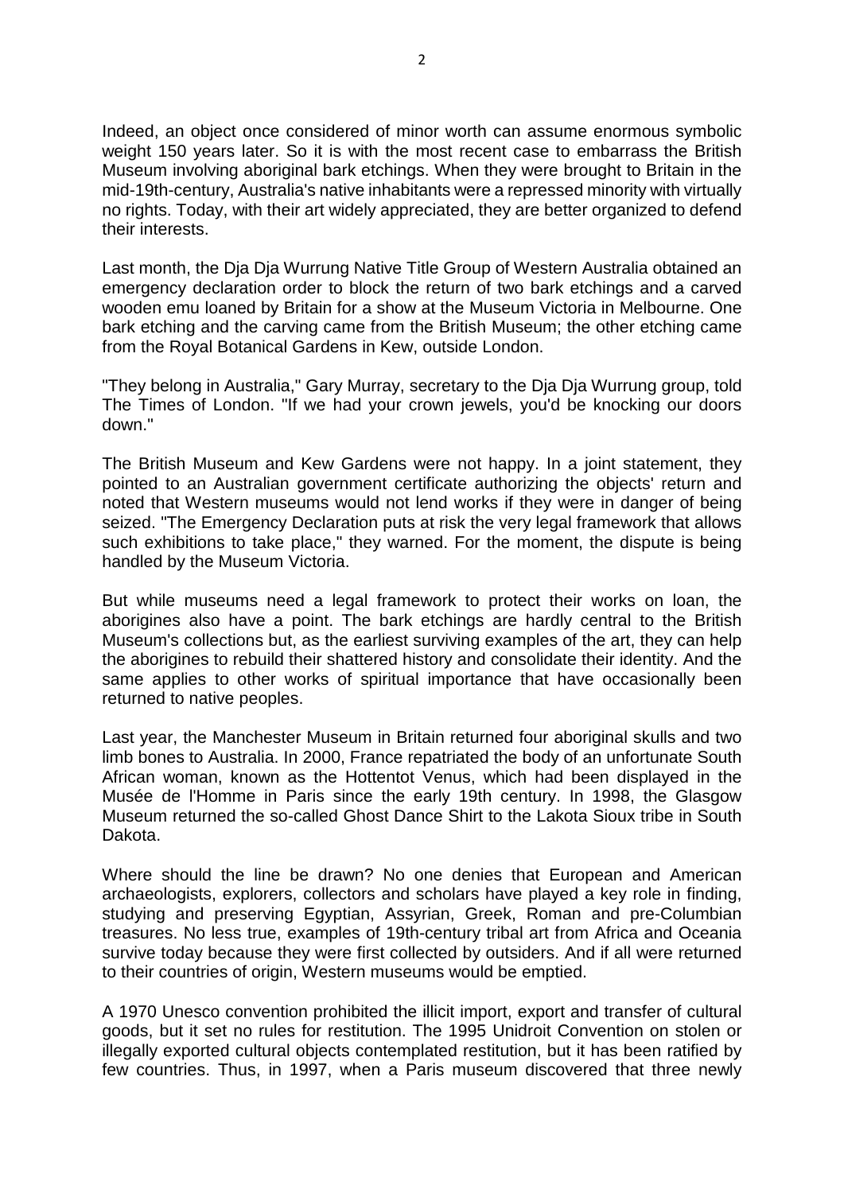Indeed, an object once considered of minor worth can assume enormous symbolic weight 150 years later. So it is with the most recent case to embarrass the British Museum involving aboriginal bark etchings. When they were brought to Britain in the mid-19th-century, Australia's native inhabitants were a repressed minority with virtually no rights. Today, with their art widely appreciated, they are better organized to defend their interests.

Last month, the Dja Dja Wurrung Native Title Group of Western Australia obtained an emergency declaration order to block the return of two bark etchings and a carved wooden emu loaned by Britain for a show at the Museum Victoria in Melbourne. One bark etching and the carving came from the British Museum; the other etching came from the Royal Botanical Gardens in Kew, outside London.

"They belong in Australia," Gary Murray, secretary to the Dja Dja Wurrung group, told The Times of London. "If we had your crown jewels, you'd be knocking our doors down."

The British Museum and Kew Gardens were not happy. In a joint statement, they pointed to an Australian government certificate authorizing the objects' return and noted that Western museums would not lend works if they were in danger of being seized. "The Emergency Declaration puts at risk the very legal framework that allows such exhibitions to take place," they warned. For the moment, the dispute is being handled by the Museum Victoria.

But while museums need a legal framework to protect their works on loan, the aborigines also have a point. The bark etchings are hardly central to the British Museum's collections but, as the earliest surviving examples of the art, they can help the aborigines to rebuild their shattered history and consolidate their identity. And the same applies to other works of spiritual importance that have occasionally been returned to native peoples.

Last year, the Manchester Museum in Britain returned four aboriginal skulls and two limb bones to Australia. In 2000, France repatriated the body of an unfortunate South African woman, known as the Hottentot Venus, which had been displayed in the Musée de l'Homme in Paris since the early 19th century. In 1998, the Glasgow Museum returned the so-called Ghost Dance Shirt to the Lakota Sioux tribe in South Dakota.

Where should the line be drawn? No one denies that European and American archaeologists, explorers, collectors and scholars have played a key role in finding, studying and preserving Egyptian, Assyrian, Greek, Roman and pre-Columbian treasures. No less true, examples of 19th-century tribal art from Africa and Oceania survive today because they were first collected by outsiders. And if all were returned to their countries of origin, Western museums would be emptied.

A 1970 Unesco convention prohibited the illicit import, export and transfer of cultural goods, but it set no rules for restitution. The 1995 Unidroit Convention on stolen or illegally exported cultural objects contemplated restitution, but it has been ratified by few countries. Thus, in 1997, when a Paris museum discovered that three newly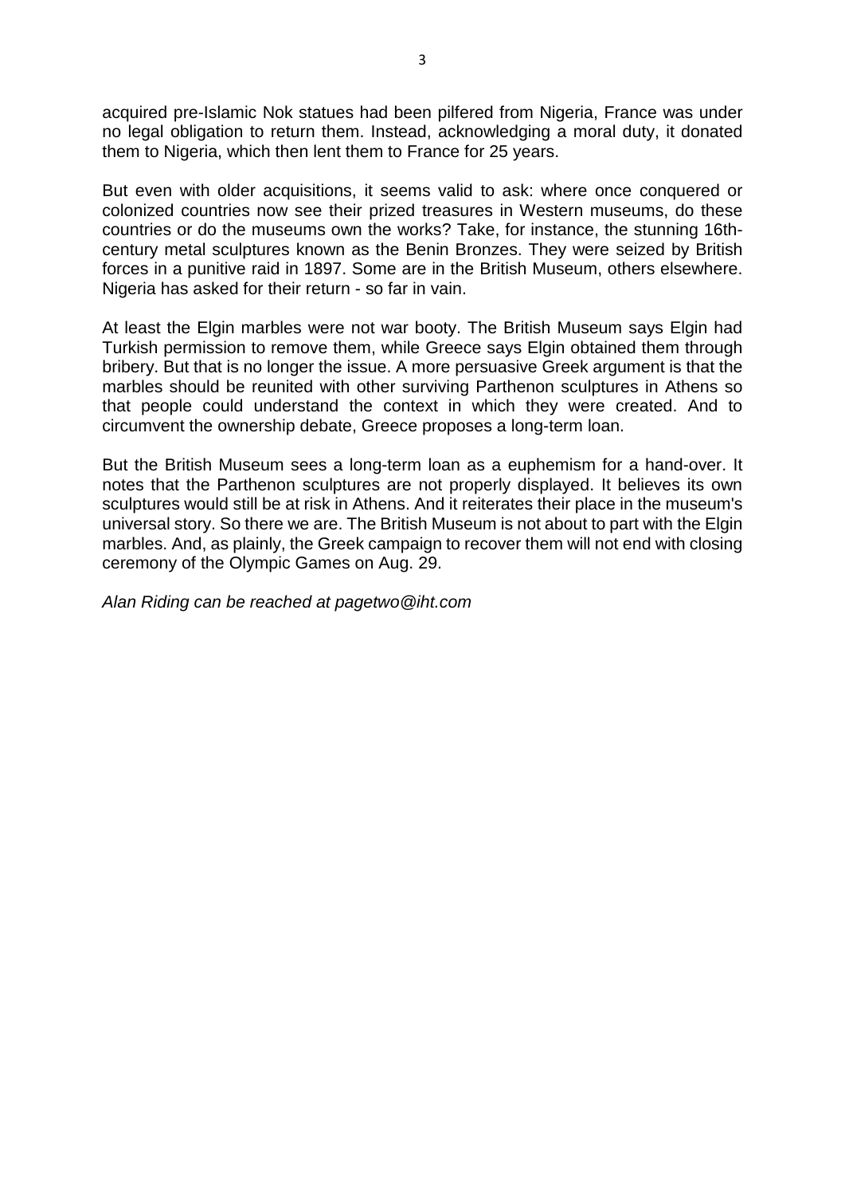acquired pre-Islamic Nok statues had been pilfered from Nigeria, France was under no legal obligation to return them. Instead, acknowledging a moral duty, it donated them to Nigeria, which then lent them to France for 25 years.

But even with older acquisitions, it seems valid to ask: where once conquered or colonized countries now see their prized treasures in Western museums, do these countries or do the museums own the works? Take, for instance, the stunning 16th-century metal sculptures known as the Benin Bronzes. They were seized by British forces in a punitive raid in 1897. Some are in the British Museum, others elsewhere. Nigeria has asked for their return - so far in vain.

At least the Elgin marbles were not war booty. The British Museum says Elgin had Turkish permission to remove them, while Greece says Elgin obtained them through bribery. But that is no longer the issue. A more persuasive Greek argument is that the marbles should be reunited with other surviving Parthenon sculptures in Athens so that people could understand the context in which they were created. And to circumvent the ownership debate, Greece proposes a long-term loan.

But the British Museum sees a long-term loan as a euphemism for a hand-over. It notes that the Parthenon sculptures are not properly displayed. It believes its own sculptures would still be at risk in Athens. And it reiterates their place in the museum's universal story. So there we are. The British Museum is not about to part with the Elgin marbles. And, as plainly, the Greek campaign to recover them will not end with closing ceremony of the Olympic Games on Aug. 29.

*Alan Riding can be reached at pagetwo@iht.com*